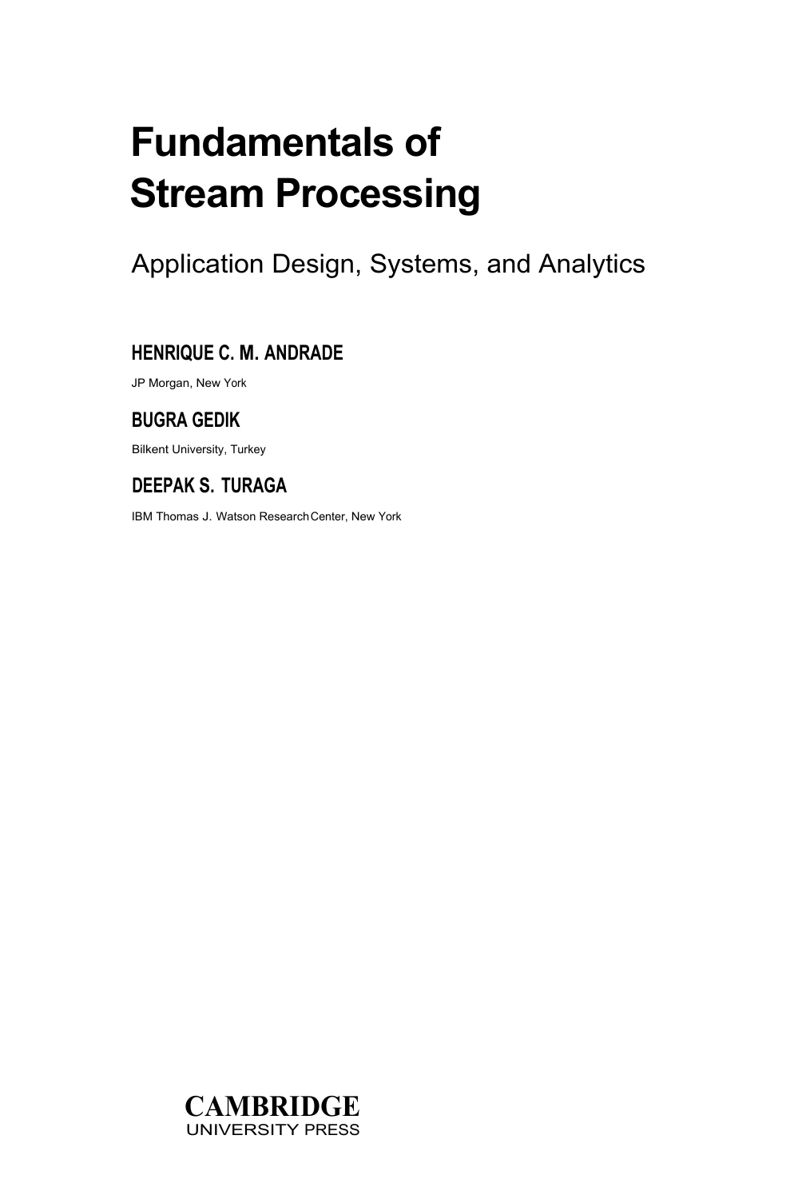# Fundamentals of Stream Processing

## Application Design, Systems, and Analytics

**HENRIQUE C. M. ANDRADE**

JP Morgan, New York

**BUGRA GEDIK**

Bilkent University, Turkey

**DEEPAK S. TURAGA**

IBM Thomas J. Watson Research Center, New York

**CAMBRIDGE**
UNIVERSITY PRESS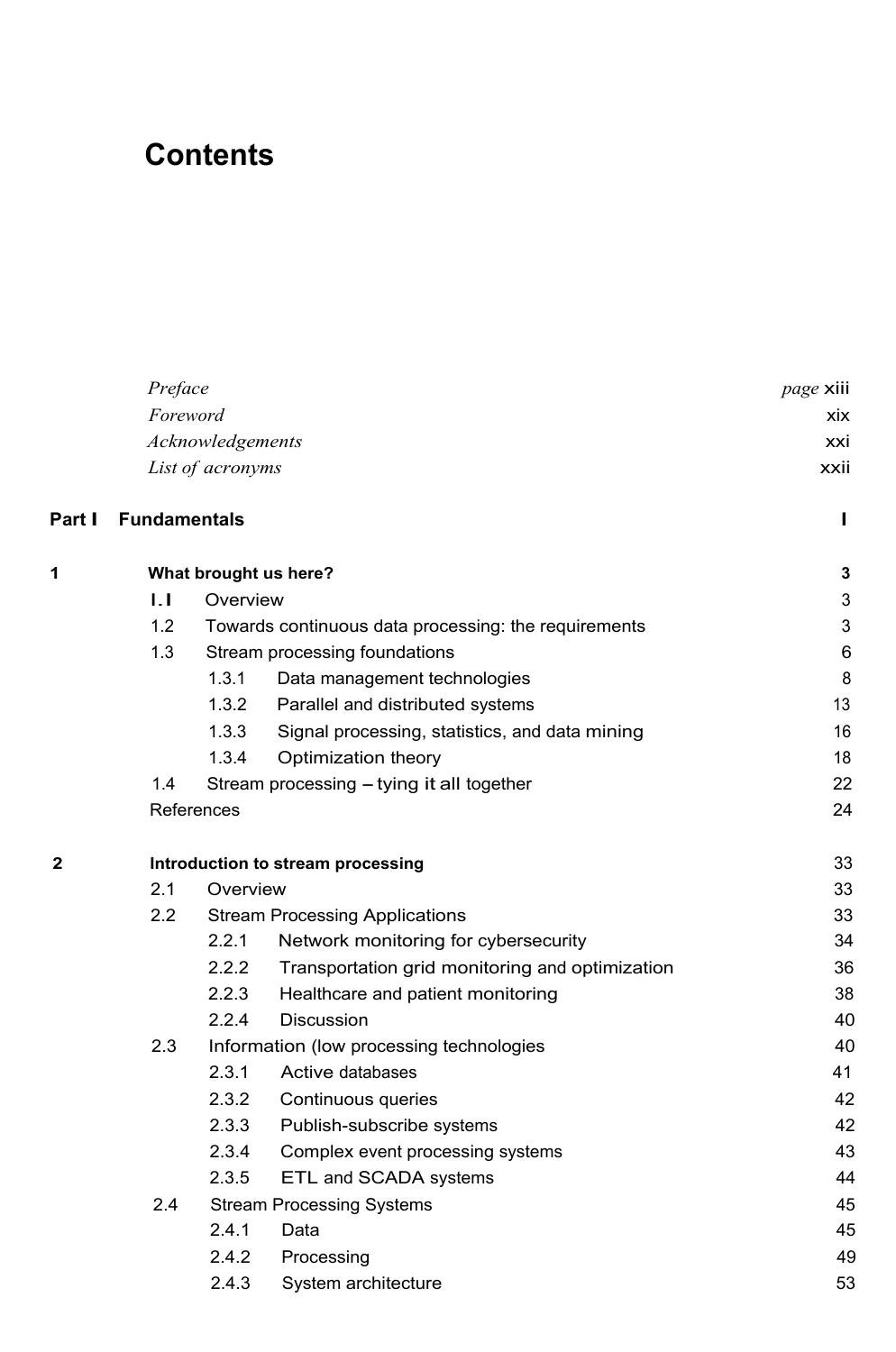# Contents

| | | |
|---|---|---|
| *Preface* | | *page* xiii |
| *Foreword* | | xix |
| *Acknowledgements* | | xxi |
| *List of acronyms* | | xxii |
| **Part I** | **Fundamentals** | **1** |
| **1** | **What brought us here?** | **3** |
| | 1.1 Overview | 3 |
| | 1.2 Towards continuous data processing: the requirements | 3 |
| | 1.3 Stream processing foundations | 6 |
| | 1.3.1 Data management technologies | 8 |
| | 1.3.2 Parallel and distributed systems | 13 |
| | 1.3.3 Signal processing, statistics, and data mining | 16 |
| | 1.3.4 Optimization theory | 18 |
| | 1.4 Stream processing – tying it all together | 22 |
| | References | 24 |
| **2** | **Introduction to stream processing** | 33 |
| | 2.1 Overview | 33 |
| | 2.2 Stream Processing Applications | 33 |
| | 2.2.1 Network monitoring for cybersecurity | 34 |
| | 2.2.2 Transportation grid monitoring and optimization | 36 |
| | 2.2.3 Healthcare and patient monitoring | 38 |
| | 2.2.4 Discussion | 40 |
| | 2.3 Information (low processing technologies | 40 |
| | 2.3.1 Active databases | 41 |
| | 2.3.2 Continuous queries | 42 |
| | 2.3.3 Publish-subscribe systems | 42 |
| | 2.3.4 Complex event processing systems | 43 |
| | 2.3.5 ETL and SCADA systems | 44 |
| | 2.4 Stream Processing Systems | 45 |
| | 2.4.1 Data | 45 |
| | 2.4.2 Processing | 49 |
| | 2.4.3 System architecture | 53 |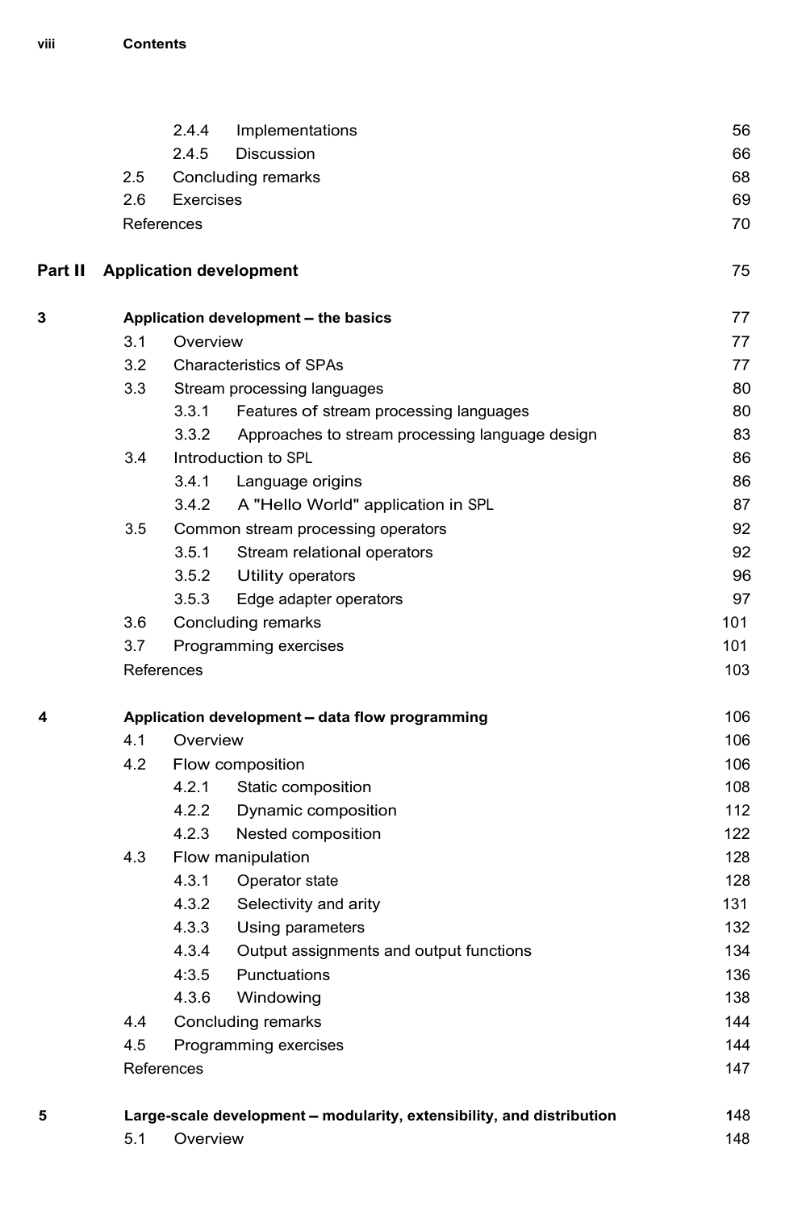| | | |
|---|---|---|
| 2.4.4 | Implementations | 56 |
| 2.4.5 | Discussion | 66 |
| 2.5 | Concluding remarks | 68 |
| 2.6 | Exercises | 69 |
| | References | 70 |

**Part II Application development** 75

| | | |
|---|---|---|
| **3** | **Application development – the basics** | **77** |
| 3.1 | Overview | 77 |
| 3.2 | Characteristics of SPAs | 77 |
| 3.3 | Stream processing languages | 80 |
| 3.3.1 | Features of stream processing languages | 80 |
| 3.3.2 | Approaches to stream processing language design | 83 |
| 3.4 | Introduction to SPL | 86 |
| 3.4.1 | Language origins | 86 |
| 3.4.2 | A "Hello World" application in SPL | 87 |
| 3.5 | Common stream processing operators | 92 |
| 3.5.1 | Stream relational operators | 92 |
| 3.5.2 | Utility operators | 96 |
| 3.5.3 | Edge adapter operators | 97 |
| 3.6 | Concluding remarks | 101 |
| 3.7 | Programming exercises | 101 |
| | References | 103 |

| | | |
|---|---|---|
| **4** | **Application development – data flow programming** | **106** |
| 4.1 | Overview | 106 |
| 4.2 | Flow composition | 106 |
| 4.2.1 | Static composition | 108 |
| 4.2.2 | Dynamic composition | 112 |
| 4.2.3 | Nested composition | 122 |
| 4.3 | Flow manipulation | 128 |
| 4.3.1 | Operator state | 128 |
| 4.3.2 | Selectivity and arity | 131 |
| 4.3.3 | Using parameters | 132 |
| 4.3.4 | Output assignments and output functions | 134 |
| 4:3.5 | Punctuations | 136 |
| 4.3.6 | Windowing | 138 |
| 4.4 | Concluding remarks | 144 |
| 4.5 | Programming exercises | 144 |
| | References | 147 |

| | | |
|---|---|---|
| **5** | **Large-scale development – modularity, extensibility, and distribution** | **148** |
| 5.1 | Overview | 148 |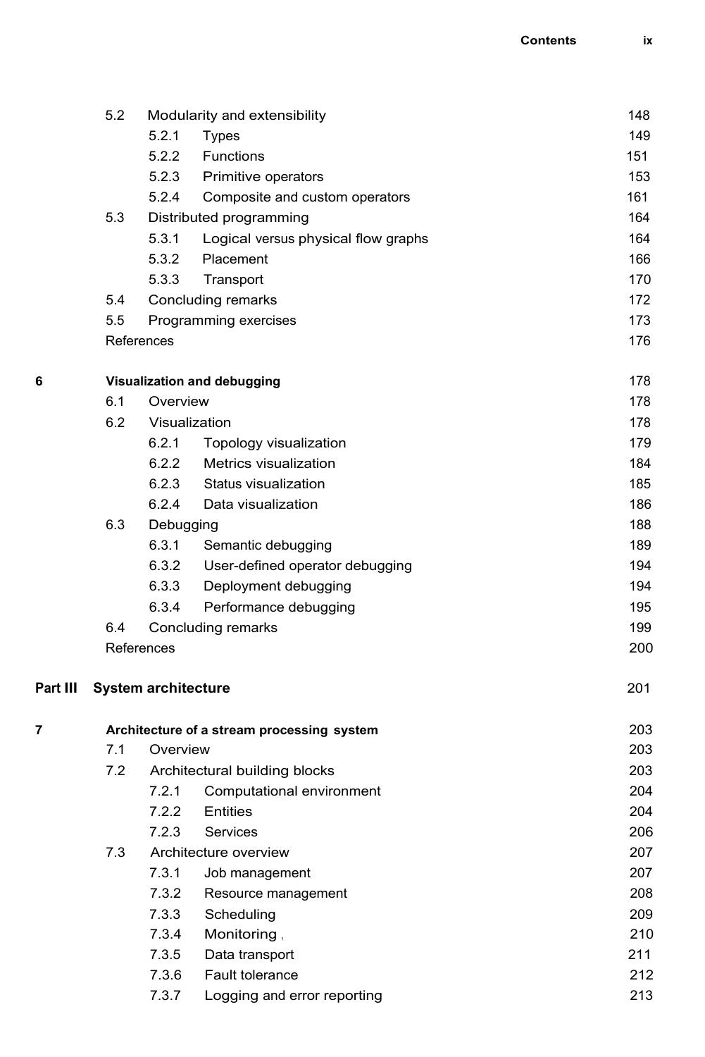| | | |
|---|---|---|
| 5.2 | Modularity and extensibility | 148 |
| | 5.2.1 Types | 149 |
| | 5.2.2 Functions | 151 |
| | 5.2.3 Primitive operators | 153 |
| | 5.2.4 Composite and custom operators | 161 |
| 5.3 | Distributed programming | 164 |
| | 5.3.1 Logical versus physical flow graphs | 164 |
| | 5.3.2 Placement | 166 |
| | 5.3.3 Transport | 170 |
| 5.4 | Concluding remarks | 172 |
| 5.5 | Programming exercises | 173 |
| | References | 176 |

**6 Visualization and debugging** 178

| | | |
|---|---|---|
| 6.1 | Overview | 178 |
| 6.2 | Visualization | 178 |
| | 6.2.1 Topology visualization | 179 |
| | 6.2.2 Metrics visualization | 184 |
| | 6.2.3 Status visualization | 185 |
| | 6.2.4 Data visualization | 186 |
| 6.3 | Debugging | 188 |
| | 6.3.1 Semantic debugging | 189 |
| | 6.3.2 User-defined operator debugging | 194 |
| | 6.3.3 Deployment debugging | 194 |
| | 6.3.4 Performance debugging | 195 |
| 6.4 | Concluding remarks | 199 |
| | References | 200 |

## Part III System architecture 201

**7 Architecture of a stream processing system** 203

| | | |
|---|---|---|
| 7.1 | Overview | 203 |
| 7.2 | Architectural building blocks | 203 |
| | 7.2.1 Computational environment | 204 |
| | 7.2.2 Entities | 204 |
| | 7.2.3 Services | 206 |
| 7.3 | Architecture overview | 207 |
| | 7.3.1 Job management | 207 |
| | 7.3.2 Resource management | 208 |
| | 7.3.3 Scheduling | 209 |
| | 7.3.4 Monitoring | 210 |
| | 7.3.5 Data transport | 211 |
| | 7.3.6 Fault tolerance | 212 |
| | 7.3.7 Logging and error reporting | 213 |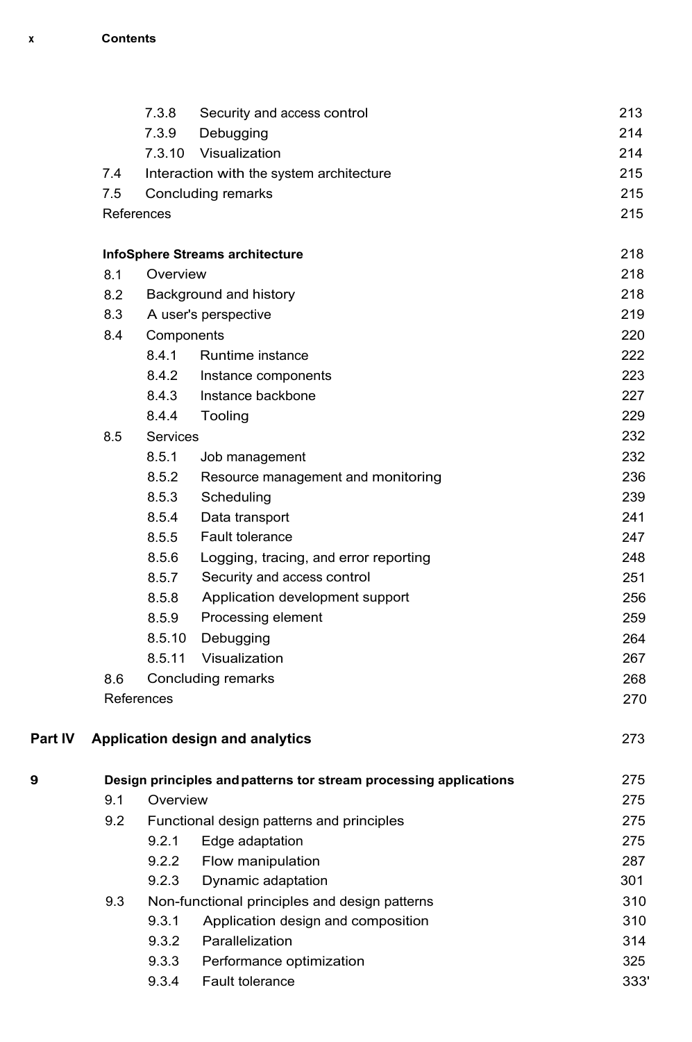| | | |
|---|---|---|
| 7.3.8 | Security and access control | 213 |
| 7.3.9 | Debugging | 214 |
| 7.3.10 | Visualization | 214 |
| 7.4 | Interaction with the system architecture | 215 |
| 7.5 | Concluding remarks | 215 |
| | References | 215 |

**InfoSphere Streams architecture** 218

| | | |
|---|---|---|
| 8.1 | Overview | 218 |
| 8.2 | Background and history | 218 |
| 8.3 | A user's perspective | 219 |
| 8.4 | Components | 220 |
| 8.4.1 | Runtime instance | 222 |
| 8.4.2 | Instance components | 223 |
| 8.4.3 | Instance backbone | 227 |
| 8.4.4 | Tooling | 229 |
| 8.5 | Services | 232 |
| 8.5.1 | Job management | 232 |
| 8.5.2 | Resource management and monitoring | 236 |
| 8.5.3 | Scheduling | 239 |
| 8.5.4 | Data transport | 241 |
| 8.5.5 | Fault tolerance | 247 |
| 8.5.6 | Logging, tracing, and error reporting | 248 |
| 8.5.7 | Security and access control | 251 |
| 8.5.8 | Application development support | 256 |
| 8.5.9 | Processing element | 259 |
| 8.5.10 | Debugging | 264 |
| 8.5.11 | Visualization | 267 |
| 8.6 | Concluding remarks | 268 |
| | References | 270 |

## Part IV Application design and analytics 273

**9 Design principles and patterns tor stream processing applications** 275

| | | |
|---|---|---|
| 9.1 | Overview | 275 |
| 9.2 | Functional design patterns and principles | 275 |
| 9.2.1 | Edge adaptation | 275 |
| 9.2.2 | Flow manipulation | 287 |
| 9.2.3 | Dynamic adaptation | 301 |
| 9.3 | Non-functional principles and design patterns | 310 |
| 9.3.1 | Application design and composition | 310 |
| 9.3.2 | Parallelization | 314 |
| 9.3.3 | Performance optimization | 325 |
| 9.3.4 | Fault tolerance | 333' |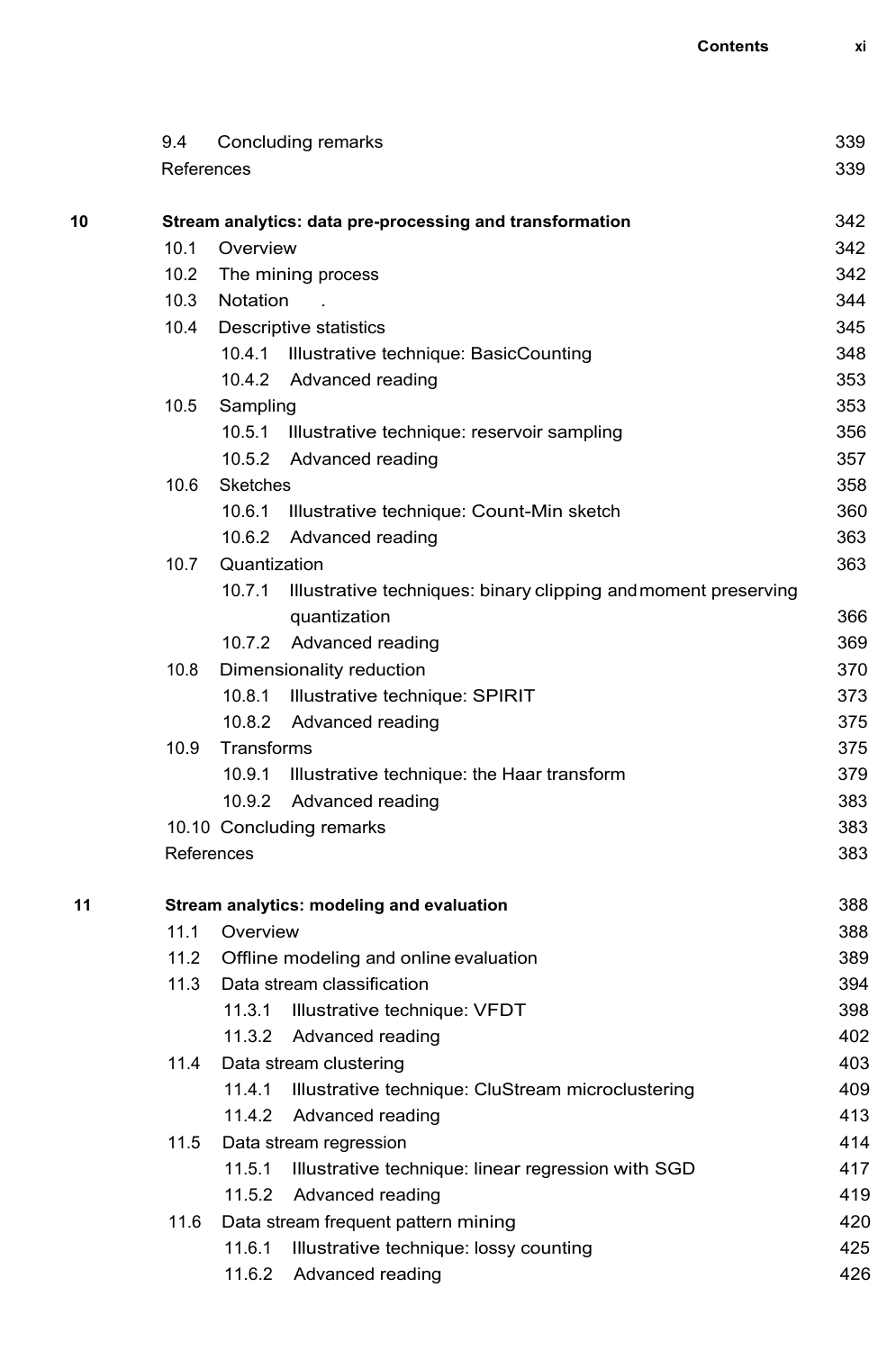9.4 Concluding remarks 339
References 339

**10 Stream analytics: data pre-processing and transformation** 342

10.1 Overview 342
10.2 The mining process 342
10.3 Notation . 344
10.4 Descriptive statistics 345
10.4.1 Illustrative technique: BasicCounting 348
10.4.2 Advanced reading 353
10.5 Sampling 353
10.5.1 Illustrative technique: reservoir sampling 356
10.5.2 Advanced reading 357
10.6 Sketches 358
10.6.1 Illustrative technique: Count-Min sketch 360
10.6.2 Advanced reading 363
10.7 Quantization 363
10.7.1 Illustrative techniques: binary clipping and moment preserving quantization 366
10.7.2 Advanced reading 369
10.8 Dimensionality reduction 370
10.8.1 Illustrative technique: SPIRIT 373
10.8.2 Advanced reading 375
10.9 Transforms 375
10.9.1 Illustrative technique: the Haar transform 379
10.9.2 Advanced reading 383
10.10 Concluding remarks 383
References 383

**11 Stream analytics: modeling and evaluation** 388

11.1 Overview 388
11.2 Offline modeling and online evaluation 389
11.3 Data stream classification 394
11.3.1 Illustrative technique: VFDT 398
11.3.2 Advanced reading 402
11.4 Data stream clustering 403
11.4.1 Illustrative technique: CluStream microclustering 409
11.4.2 Advanced reading 413
11.5 Data stream regression 414
11.5.1 Illustrative technique: linear regression with SGD 417
11.5.2 Advanced reading 419
11.6 Data stream frequent pattern mining 420
11.6.1 Illustrative technique: lossy counting 425
11.6.2 Advanced reading 426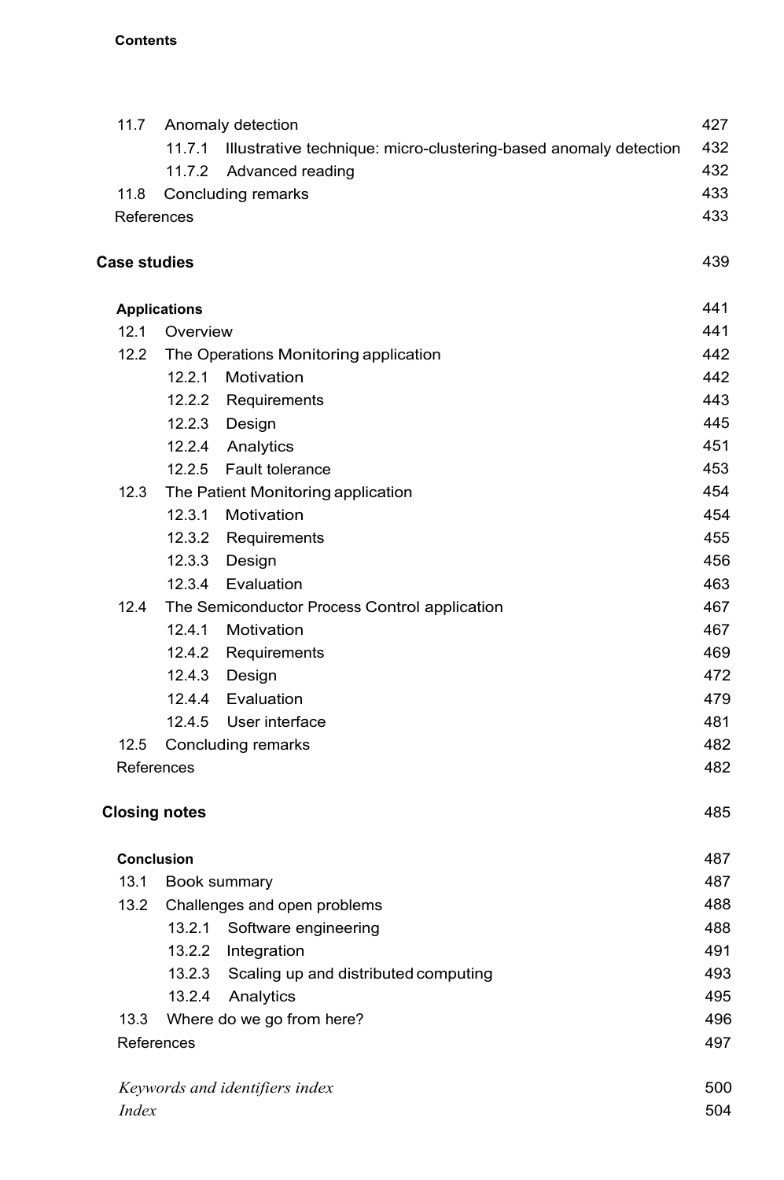| | | |
|---|---|---|
| 11.7 | Anomaly detection | 427 |
| | 11.7.1 Illustrative technique: micro-clustering-based anomaly detection | 432 |
| | 11.7.2 Advanced reading | 432 |
| 11.8 | Concluding remarks | 433 |
| References | | 433 |
| **Case studies** | | 439 |
| **Applications** | | 441 |
| 12.1 | Overview | 441 |
| 12.2 | The Operations Monitoring application | 442 |
| | 12.2.1 Motivation | 442 |
| | 12.2.2 Requirements | 443 |
| | 12.2.3 Design | 445 |
| | 12.2.4 Analytics | 451 |
| | 12.2.5 Fault tolerance | 453 |
| 12.3 | The Patient Monitoring application | 454 |
| | 12.3.1 Motivation | 454 |
| | 12.3.2 Requirements | 455 |
| | 12.3.3 Design | 456 |
| | 12.3.4 Evaluation | 463 |
| 12.4 | The Semiconductor Process Control application | 467 |
| | 12.4.1 Motivation | 467 |
| | 12.4.2 Requirements | 469 |
| | 12.4.3 Design | 472 |
| | 12.4.4 Evaluation | 479 |
| | 12.4.5 User interface | 481 |
| 12.5 | Concluding remarks | 482 |
| References | | 482 |
| **Closing notes** | | 485 |
| **Conclusion** | | 487 |
| 13.1 | Book summary | 487 |
| 13.2 | Challenges and open problems | 488 |
| | 13.2.1 Software engineering | 488 |
| | 13.2.2 Integration | 491 |
| | 13.2.3 Scaling up and distributed computing | 493 |
| | 13.2.4 Analytics | 495 |
| 13.3 | Where do we go from here? | 496 |
| References | | 497 |
| *Keywords and identifiers index* | | 500 |
| *Index* | | 504 |